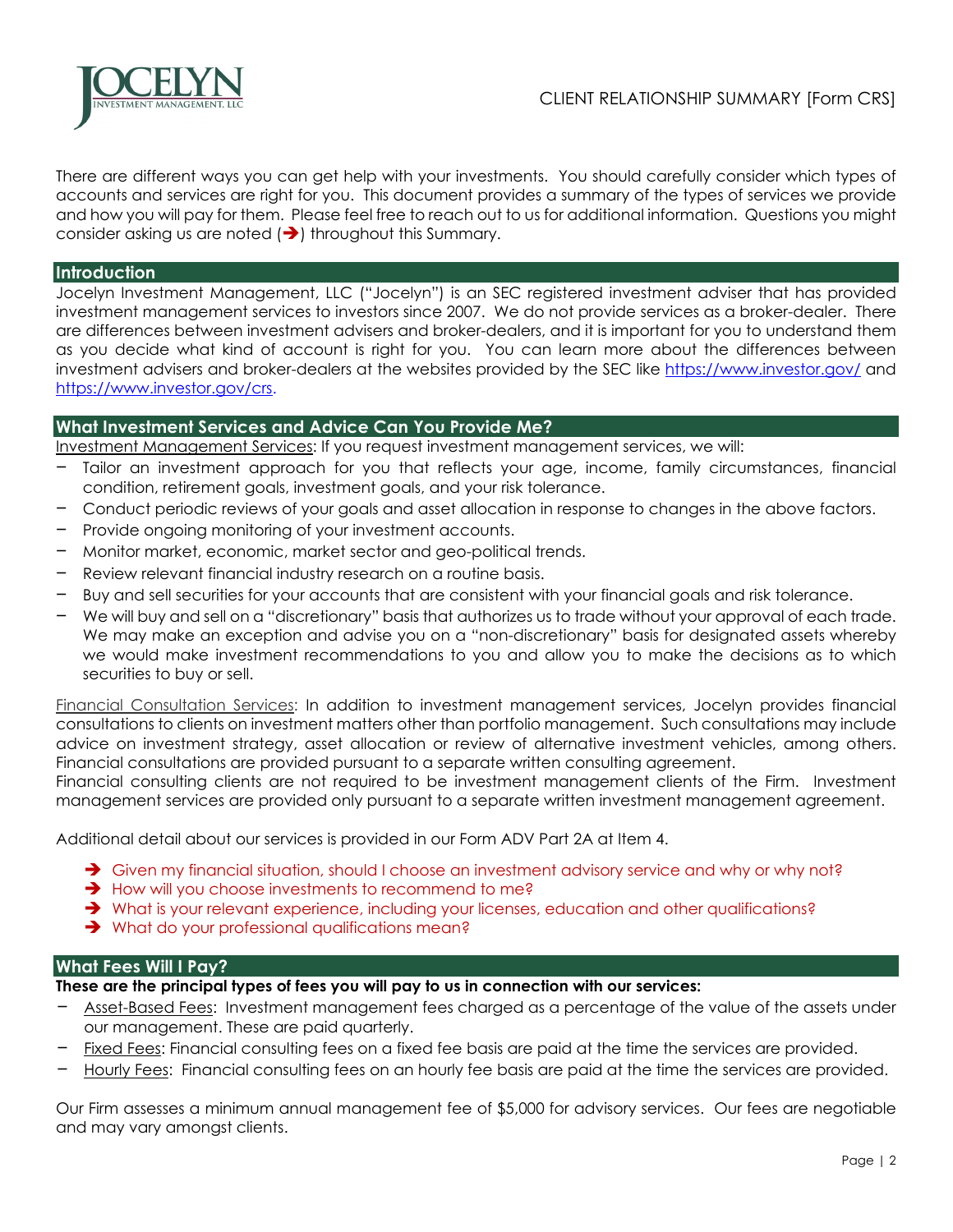CLIENT RELATIONSHIP SUMMARY [Form CRS]

There are different ways you can get help with your investments. You should carefully consider which types of accounts and services are right for you. This document provides a summary of the types of services we provide and how you will pay for them. Please feel free to reach out to us for additional information. Questions you might consider asking us are noted (➔) throughout this Summary.

## Introduction

Jocelyn Investment Management, LLC ("Jocelyn") is an SEC registered investment adviser that has provided investment management services to investors since 2007. We do not provide services as a broker-dealer. There are differences between investment advisers and broker-dealers, and it is important for you to understand them as you decide what kind of account is right for you. You can learn more about the differences between investment advisers and broker-dealers at the websites provided by the SEC like https://www.investor.gov/ and https://www.investor.gov/crs.

## What Investment Services and Advice Can You Provide Me?

Investment Management Services: If you request investment management services, we will:

- Tailor an investment approach for you that reflects your age, income, family circumstances, financial condition, retirement goals, investment goals, and your risk tolerance.
- Conduct periodic reviews of your goals and asset allocation in response to changes in the above factors.
- Provide ongoing monitoring of your investment accounts.
- Monitor market, economic, market sector and geo-political trends.
- Review relevant financial industry research on a routine basis.
- Buy and sell securities for your accounts that are consistent with your financial goals and risk tolerance.
- We will buy and sell on a "discretionary" basis that authorizes us to trade without your approval of each trade. We may make an exception and advise you on a "non-discretionary" basis for designated assets whereby we would make investment recommendations to you and allow you to make the decisions as to which securities to buy or sell.

Financial Consultation Services: In addition to investment management services, Jocelyn provides financial consultations to clients on investment matters other than portfolio management. Such consultations may include advice on investment strategy, asset allocation or review of alternative investment vehicles, among others. Financial consultations are provided pursuant to a separate written consulting agreement.
Financial consulting clients are not required to be investment management clients of the Firm. Investment management services are provided only pursuant to a separate written investment management agreement.

Additional detail about our services is provided in our Form ADV Part 2A at Item 4.

- ➔ Given my financial situation, should I choose an investment advisory service and why or why not?
- ➔ How will you choose investments to recommend to me?
- ➔ What is your relevant experience, including your licenses, education and other qualifications?
- ➔ What do your professional qualifications mean?

## What Fees Will I Pay?

**These are the principal types of fees you will pay to us in connection with our services:**

- Asset-Based Fees: Investment management fees charged as a percentage of the value of the assets under our management. These are paid quarterly.
- Fixed Fees: Financial consulting fees on a fixed fee basis are paid at the time the services are provided.
- Hourly Fees: Financial consulting fees on an hourly fee basis are paid at the time the services are provided.

Our Firm assesses a minimum annual management fee of $5,000 for advisory services. Our fees are negotiable and may vary amongst clients.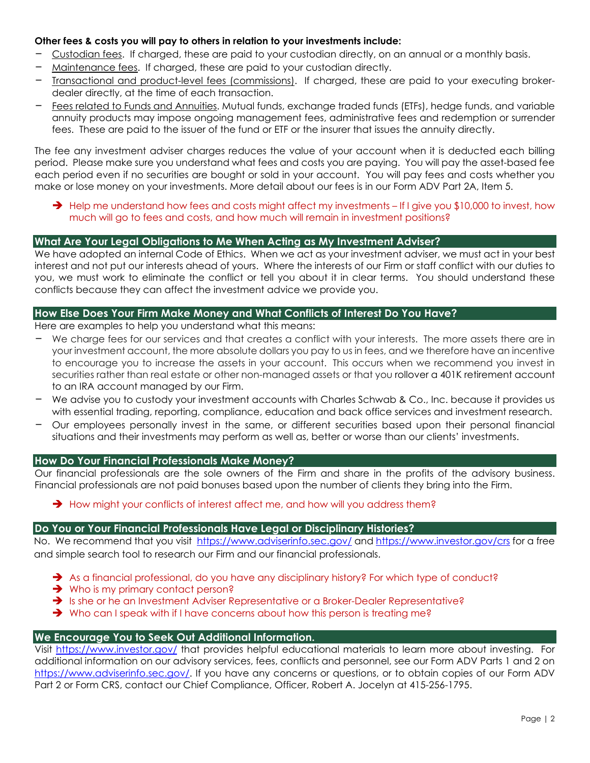**Other fees & costs you will pay to others in relation to your investments include:**

- Custodian fees. If charged, these are paid to your custodian directly, on an annual or a monthly basis.
- Maintenance fees. If charged, these are paid to your custodian directly.
- Transactional and product-level fees (commissions). If charged, these are paid to your executing broker-dealer directly, at the time of each transaction.
- Fees related to Funds and Annuities. Mutual funds, exchange traded funds (ETFs), hedge funds, and variable annuity products may impose ongoing management fees, administrative fees and redemption or surrender fees. These are paid to the issuer of the fund or ETF or the insurer that issues the annuity directly.

The fee any investment adviser charges reduces the value of your account when it is deducted each billing period. Please make sure you understand what fees and costs you are paying. You will pay the asset-based fee each period even if no securities are bought or sold in your account. You will pay fees and costs whether you make or lose money on your investments. More detail about our fees is in our Form ADV Part 2A, Item 5.

➔ Help me understand how fees and costs might affect my investments – If I give you $10,000 to invest, how much will go to fees and costs, and how much will remain in investment positions?

## What Are Your Legal Obligations to Me When Acting as My Investment Adviser?

We have adopted an internal Code of Ethics. When we act as your investment adviser, we must act in your best interest and not put our interests ahead of yours. Where the interests of our Firm or staff conflict with our duties to you, we must work to eliminate the conflict or tell you about it in clear terms. You should understand these conflicts because they can affect the investment advice we provide you.

## How Else Does Your Firm Make Money and What Conflicts of Interest Do You Have?

Here are examples to help you understand what this means:

- We charge fees for our services and that creates a conflict with your interests. The more assets there are in your investment account, the more absolute dollars you pay to us in fees, and we therefore have an incentive to encourage you to increase the assets in your account. This occurs when we recommend you invest in securities rather than real estate or other non-managed assets or that you rollover a 401K retirement account to an IRA account managed by our Firm.
- We advise you to custody your investment accounts with Charles Schwab & Co., Inc. because it provides us with essential trading, reporting, compliance, education and back office services and investment research.
- Our employees personally invest in the same, or different securities based upon their personal financial situations and their investments may perform as well as, better or worse than our clients' investments.

## How Do Your Financial Professionals Make Money?

Our financial professionals are the sole owners of the Firm and share in the profits of the advisory business. Financial professionals are not paid bonuses based upon the number of clients they bring into the Firm.

➔ How might your conflicts of interest affect me, and how will you address them?

## Do You or Your Financial Professionals Have Legal or Disciplinary Histories?

No. We recommend that you visit https://www.adviserinfo.sec.gov/ and https://www.investor.gov/crs for a free and simple search tool to research our Firm and our financial professionals.

➔ As a financial professional, do you have any disciplinary history? For which type of conduct?
➔ Who is my primary contact person?
➔ Is she or he an Investment Adviser Representative or a Broker-Dealer Representative?
➔ Who can I speak with if I have concerns about how this person is treating me?

## We Encourage You to Seek Out Additional Information.

Visit https://www.investor.gov/ that provides helpful educational materials to learn more about investing. For additional information on our advisory services, fees, conflicts and personnel, see our Form ADV Parts 1 and 2 on https://www.adviserinfo.sec.gov/. If you have any concerns or questions, or to obtain copies of our Form ADV Part 2 or Form CRS, contact our Chief Compliance, Officer, Robert A. Jocelyn at 415-256-1795.